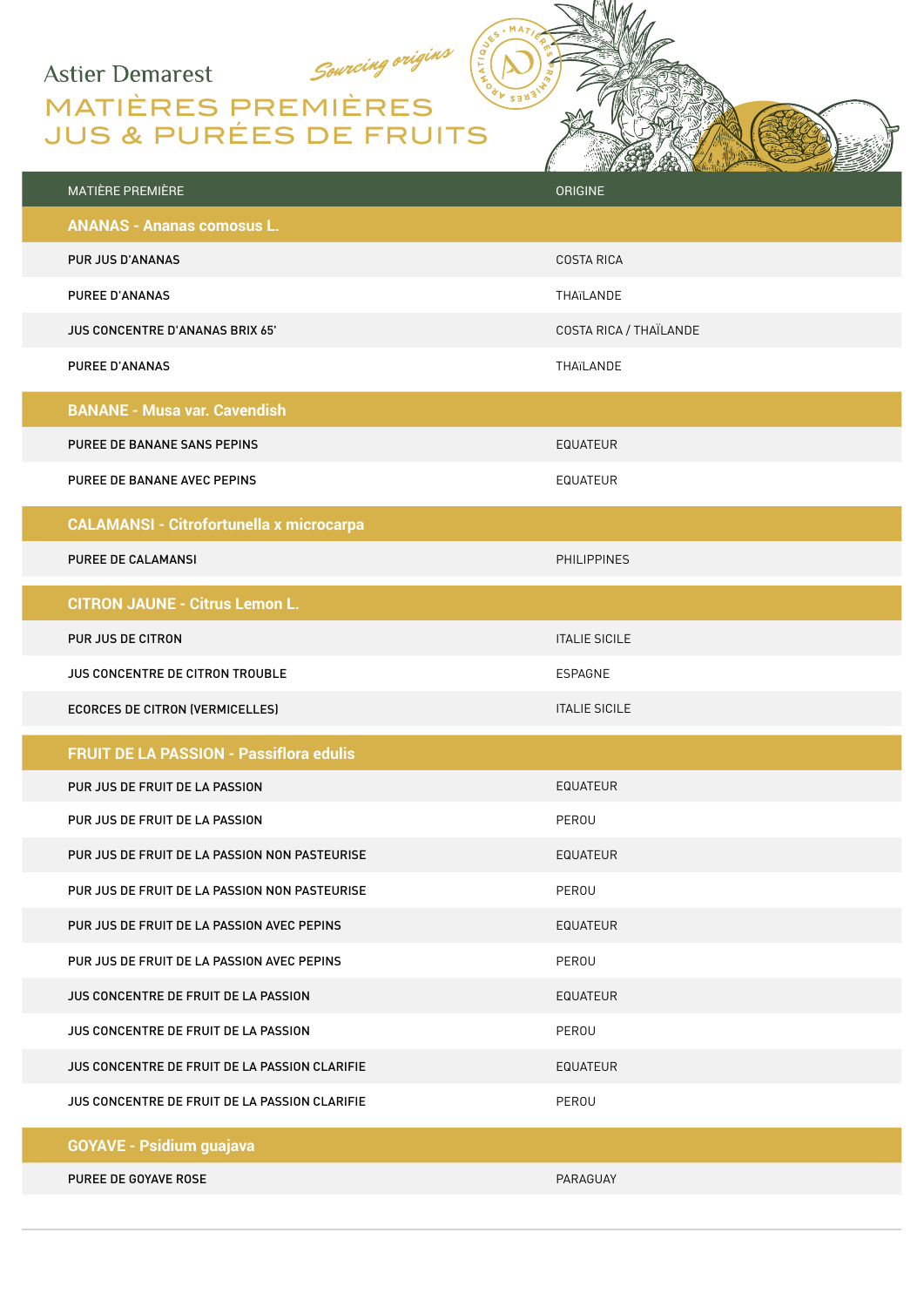Astier Demarest

*Sourcing origins*

# MATIÈRES PREMIÈRES
# JUS & PURÉES DE FRUITS

| MATIÈRE PREMIÈRE | ORIGINE |
|---|---|
| **ANANAS - Ananas comosus L.** | |
| PUR JUS D'ANANAS | COSTA RICA |
| PUREE D'ANANAS | THAïLANDE |
| JUS CONCENTRE D'ANANAS BRIX 65' | COSTA RICA / THAÏLANDE |
| PUREE D'ANANAS | THAïLANDE |
| **BANANE - Musa var. Cavendish** | |
| PUREE DE BANANE SANS PEPINS | EQUATEUR |
| PUREE DE BANANE AVEC PEPINS | EQUATEUR |
| **CALAMANSI - Citrofortunella x microcarpa** | |
| PUREE DE CALAMANSI | PHILIPPINES |
| **CITRON JAUNE - Citrus Lemon L.** | |
| PUR JUS DE CITRON | ITALIE SICILE |
| JUS CONCENTRE DE CITRON TROUBLE | ESPAGNE |
| ECORCES DE CITRON (VERMICELLES) | ITALIE SICILE |
| **FRUIT DE LA PASSION - Passiflora edulis** | |
| PUR JUS DE FRUIT DE LA PASSION | EQUATEUR |
| PUR JUS DE FRUIT DE LA PASSION | PEROU |
| PUR JUS DE FRUIT DE LA PASSION NON PASTEURISE | EQUATEUR |
| PUR JUS DE FRUIT DE LA PASSION NON PASTEURISE | PEROU |
| PUR JUS DE FRUIT DE LA PASSION AVEC PEPINS | EQUATEUR |
| PUR JUS DE FRUIT DE LA PASSION AVEC PEPINS | PEROU |
| JUS CONCENTRE DE FRUIT DE LA PASSION | EQUATEUR |
| JUS CONCENTRE DE FRUIT DE LA PASSION | PEROU |
| JUS CONCENTRE DE FRUIT DE LA PASSION CLARIFIE | EQUATEUR |
| JUS CONCENTRE DE FRUIT DE LA PASSION CLARIFIE | PEROU |
| **GOYAVE - Psidium guajava** | |
| PUREE DE GOYAVE ROSE | PARAGUAY |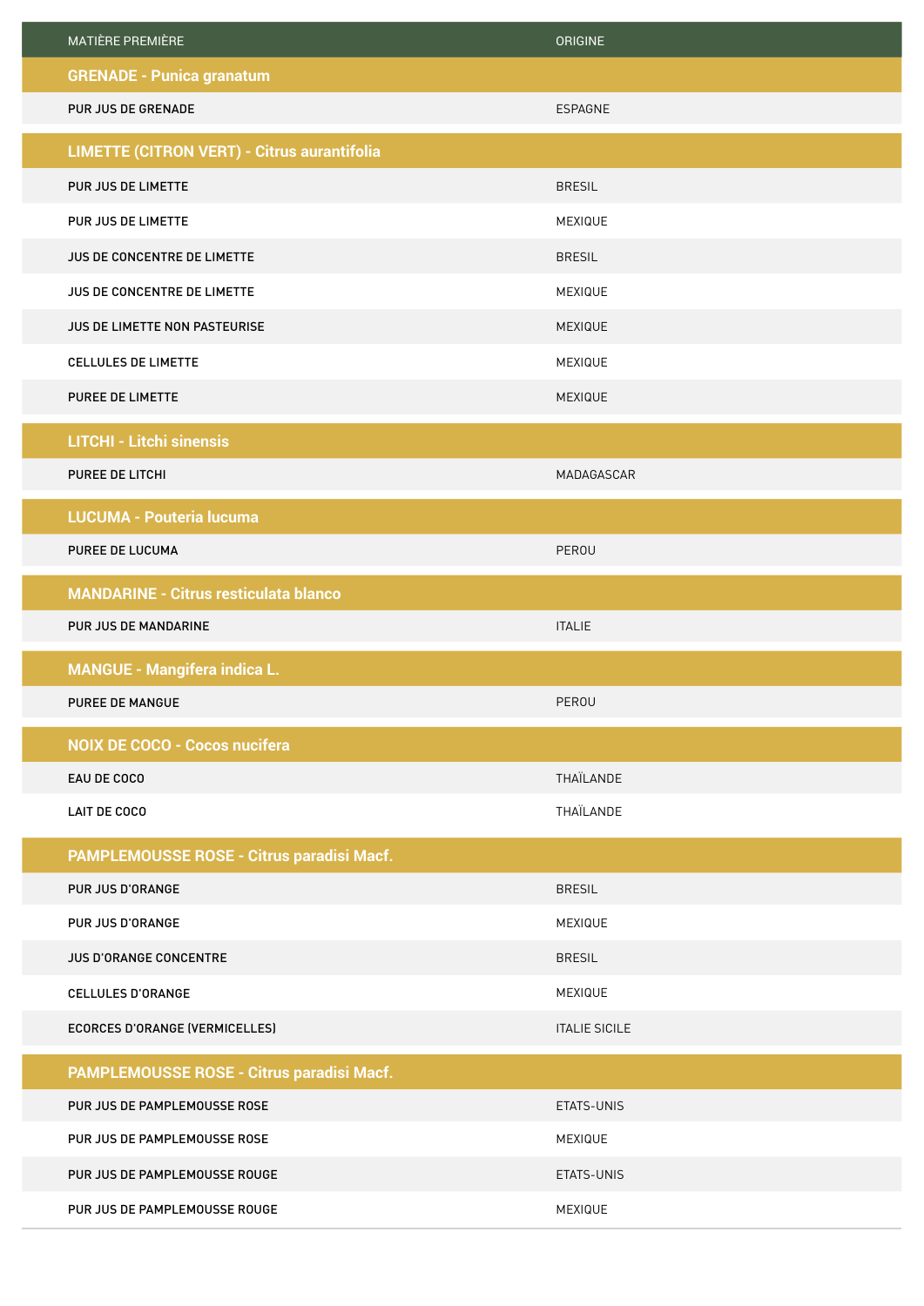| MATIÈRE PREMIÈRE | ORIGINE |
| --- | --- |
| **GRENADE - Punica granatum** | |
| PUR JUS DE GRENADE | ESPAGNE |
| **LIMETTE (CITRON VERT) - Citrus aurantifolia** | |
| PUR JUS DE LIMETTE | BRESIL |
| PUR JUS DE LIMETTE | MEXIQUE |
| JUS DE CONCENTRE DE LIMETTE | BRESIL |
| JUS DE CONCENTRE DE LIMETTE | MEXIQUE |
| JUS DE LIMETTE NON PASTEURISE | MEXIQUE |
| CELLULES DE LIMETTE | MEXIQUE |
| PUREE DE LIMETTE | MEXIQUE |
| **LITCHI - Litchi sinensis** | |
| PUREE DE LITCHI | MADAGASCAR |
| **LUCUMA - Pouteria lucuma** | |
| PUREE DE LUCUMA | PEROU |
| **MANDARINE - Citrus resticulata blanco** | |
| PUR JUS DE MANDARINE | ITALIE |
| **MANGUE - Mangifera indica L.** | |
| PUREE DE MANGUE | PEROU |
| **NOIX DE COCO - Cocos nucifera** | |
| EAU DE COCO | THAÏLANDE |
| LAIT DE COCO | THAÏLANDE |
| **PAMPLEMOUSSE ROSE - Citrus paradisi Macf.** | |
| PUR JUS D'ORANGE | BRESIL |
| PUR JUS D'ORANGE | MEXIQUE |
| JUS D'ORANGE CONCENTRE | BRESIL |
| CELLULES D'ORANGE | MEXIQUE |
| ECORCES D'ORANGE (VERMICELLES) | ITALIE SICILE |
| **PAMPLEMOUSSE ROSE - Citrus paradisi Macf.** | |
| PUR JUS DE PAMPLEMOUSSE ROSE | ETATS-UNIS |
| PUR JUS DE PAMPLEMOUSSE ROSE | MEXIQUE |
| PUR JUS DE PAMPLEMOUSSE ROUGE | ETATS-UNIS |
| PUR JUS DE PAMPLEMOUSSE ROUGE | MEXIQUE |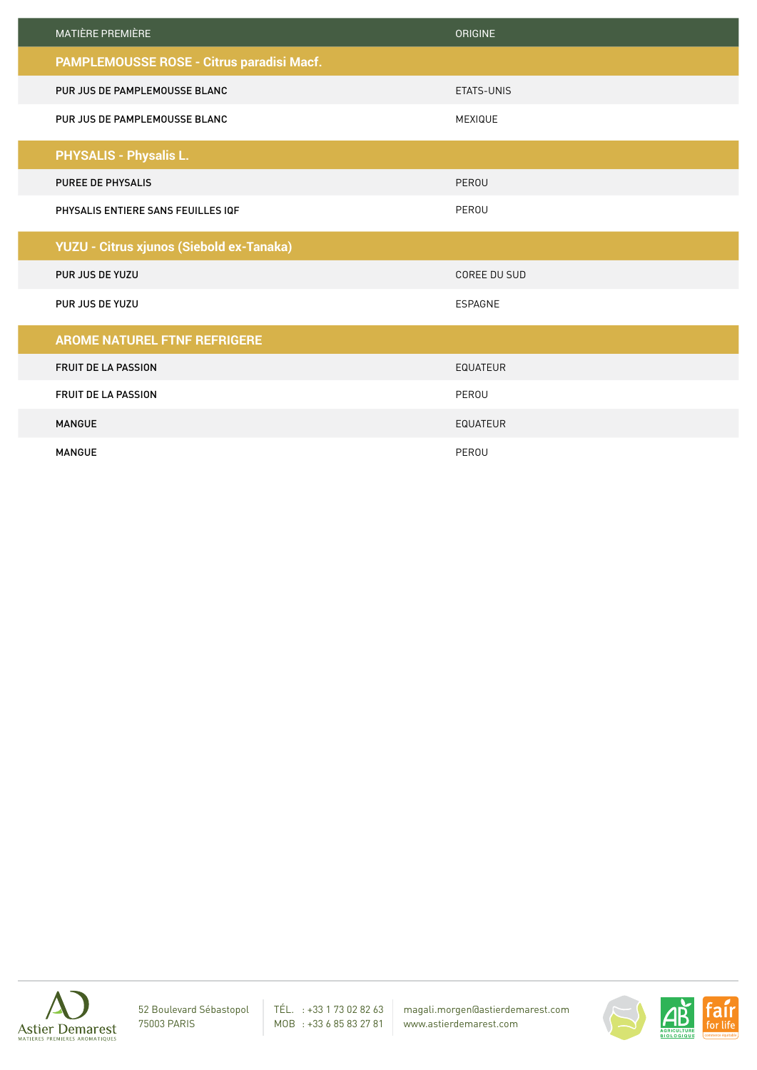| MATIÈRE PREMIÈRE | ORIGINE |
|---|---|
| **PAMPLEMOUSSE ROSE - Citrus paradisi Macf.** | |
| PUR JUS DE PAMPLEMOUSSE BLANC | ETATS-UNIS |
| PUR JUS DE PAMPLEMOUSSE BLANC | MEXIQUE |
| **PHYSALIS - Physalis L.** | |
| PUREE DE PHYSALIS | PEROU |
| PHYSALIS ENTIERE SANS FEUILLES IQF | PEROU |
| **YUZU - Citrus xjunos (Siebold ex-Tanaka)** | |
| PUR JUS DE YUZU | COREE DU SUD |
| PUR JUS DE YUZU | ESPAGNE |
| **AROME NATUREL FTNF REFRIGERE** | |
| FRUIT DE LA PASSION | EQUATEUR |
| FRUIT DE LA PASSION | PEROU |
| MANGUE | EQUATEUR |
| MANGUE | PEROU |

Astier Demarest
MATIERES PREMIERES AROMATIQUES

52 Boulevard Sébastopol
75003 PARIS

TÉL. : +33 1 73 02 82 63
MOB : +33 6 85 83 27 81

magali.morgen@astierdemarest.com
www.astierdemarest.com